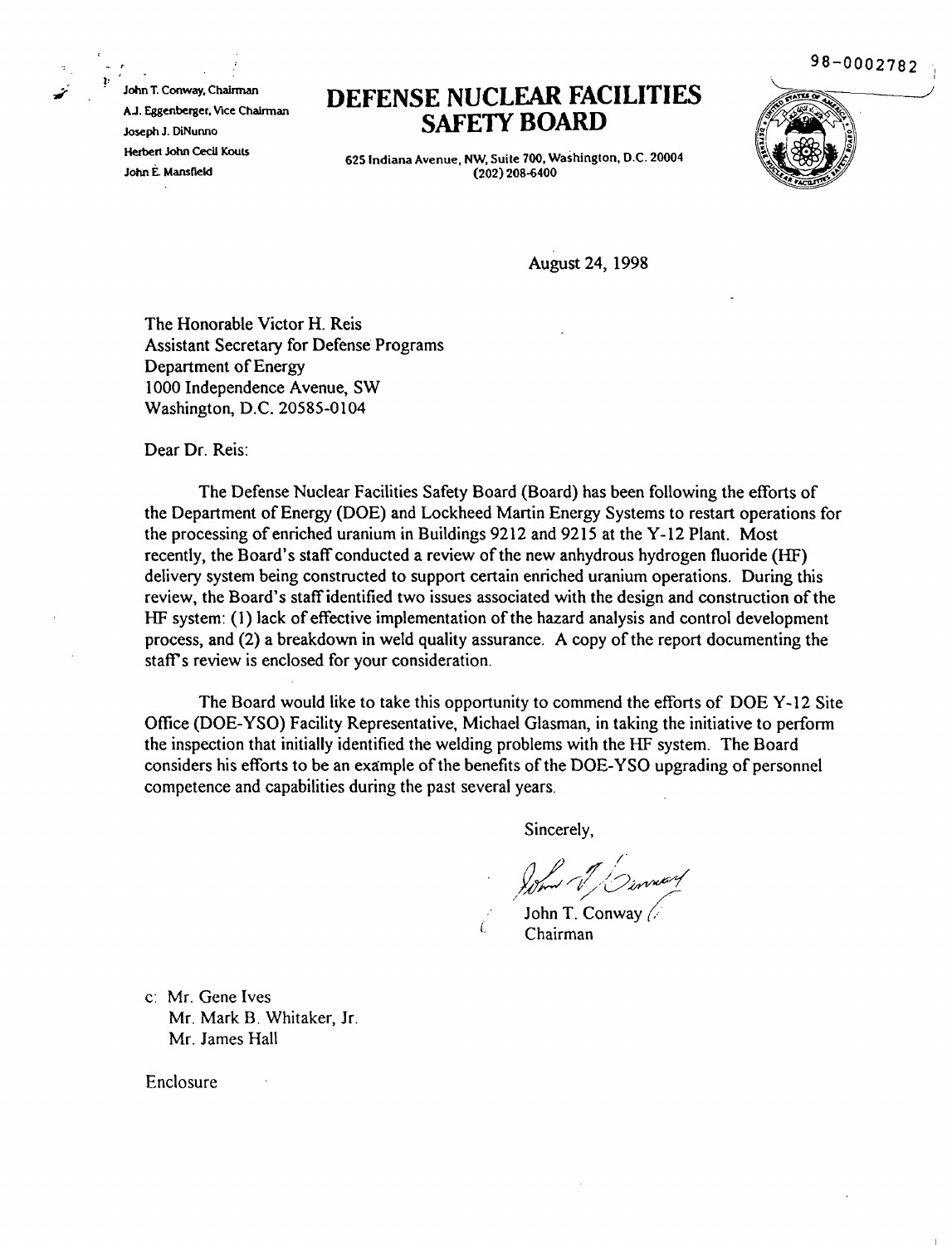98-0002782

John T. Conway, Chairman
A.J. Eggenberger, Vice Chairman
Joseph J. DiNunno
Herbert John Cecil Kouts
John E. Mansfield

# DEFENSE NUCLEAR FACILITIES SAFETY BOARD

625 Indiana Avenue, NW, Suite 700, Washington, D.C. 20004
(202) 208-6400

August 24, 1998

The Honorable Victor H. Reis
Assistant Secretary for Defense Programs
Department of Energy
1000 Independence Avenue, SW
Washington, D.C. 20585-0104

Dear Dr. Reis:

The Defense Nuclear Facilities Safety Board (Board) has been following the efforts of the Department of Energy (DOE) and Lockheed Martin Energy Systems to restart operations for the processing of enriched uranium in Buildings 9212 and 9215 at the Y-12 Plant. Most recently, the Board's staff conducted a review of the new anhydrous hydrogen fluoride (HF) delivery system being constructed to support certain enriched uranium operations. During this review, the Board's staff identified two issues associated with the design and construction of the HF system: (1) lack of effective implementation of the hazard analysis and control development process, and (2) a breakdown in weld quality assurance. A copy of the report documenting the staff's review is enclosed for your consideration.

The Board would like to take this opportunity to commend the efforts of DOE Y-12 Site Office (DOE-YSO) Facility Representative, Michael Glasman, in taking the initiative to perform the inspection that initially identified the welding problems with the HF system. The Board considers his efforts to be an example of the benefits of the DOE-YSO upgrading of personnel competence and capabilities during the past several years.

Sincerely,

John T. Conway
Chairman

c: Mr. Gene Ives
Mr. Mark B. Whitaker, Jr.
Mr. James Hall

Enclosure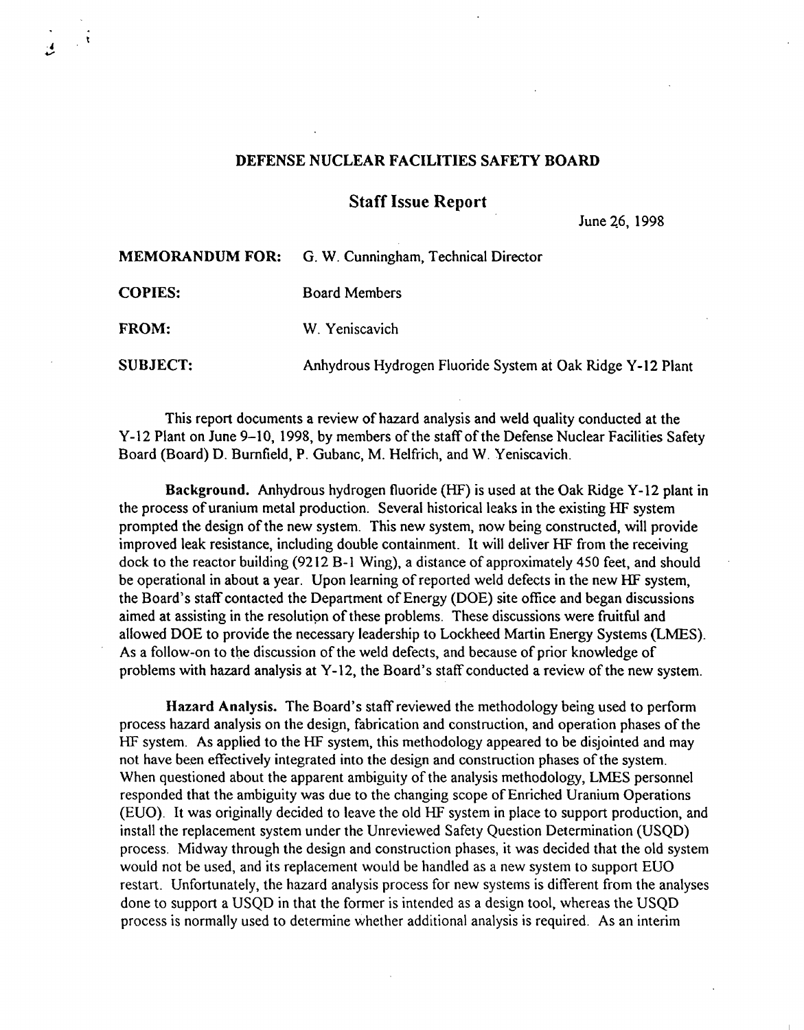# DEFENSE NUCLEAR FACILITIES SAFETY BOARD

## Staff Issue Report

June 26, 1998

**MEMORANDUM FOR:** G. W. Cunningham, Technical Director

**COPIES:** Board Members

**FROM:** W. Yeniscavich

**SUBJECT:** Anhydrous Hydrogen Fluoride System at Oak Ridge Y-12 Plant

This report documents a review of hazard analysis and weld quality conducted at the Y-12 Plant on June 9–10, 1998, by members of the staff of the Defense Nuclear Facilities Safety Board (Board) D. Burnfield, P. Gubanc, M. Helfrich, and W. Yeniscavich.

**Background.** Anhydrous hydrogen fluoride (HF) is used at the Oak Ridge Y-12 plant in the process of uranium metal production. Several historical leaks in the existing HF system prompted the design of the new system. This new system, now being constructed, will provide improved leak resistance, including double containment. It will deliver HF from the receiving dock to the reactor building (9212 B-1 Wing), a distance of approximately 450 feet, and should be operational in about a year. Upon learning of reported weld defects in the new HF system, the Board's staff contacted the Department of Energy (DOE) site office and began discussions aimed at assisting in the resolution of these problems. These discussions were fruitful and allowed DOE to provide the necessary leadership to Lockheed Martin Energy Systems (LMES). As a follow-on to the discussion of the weld defects, and because of prior knowledge of problems with hazard analysis at Y-12, the Board's staff conducted a review of the new system.

**Hazard Analysis.** The Board's staff reviewed the methodology being used to perform process hazard analysis on the design, fabrication and construction, and operation phases of the HF system. As applied to the HF system, this methodology appeared to be disjointed and may not have been effectively integrated into the design and construction phases of the system. When questioned about the apparent ambiguity of the analysis methodology, LMES personnel responded that the ambiguity was due to the changing scope of Enriched Uranium Operations (EUO). It was originally decided to leave the old HF system in place to support production, and install the replacement system under the Unreviewed Safety Question Determination (USQD) process. Midway through the design and construction phases, it was decided that the old system would not be used, and its replacement would be handled as a new system to support EUO restart. Unfortunately, the hazard analysis process for new systems is different from the analyses done to support a USQD in that the former is intended as a design tool, whereas the USQD process is normally used to determine whether additional analysis is required. As an interim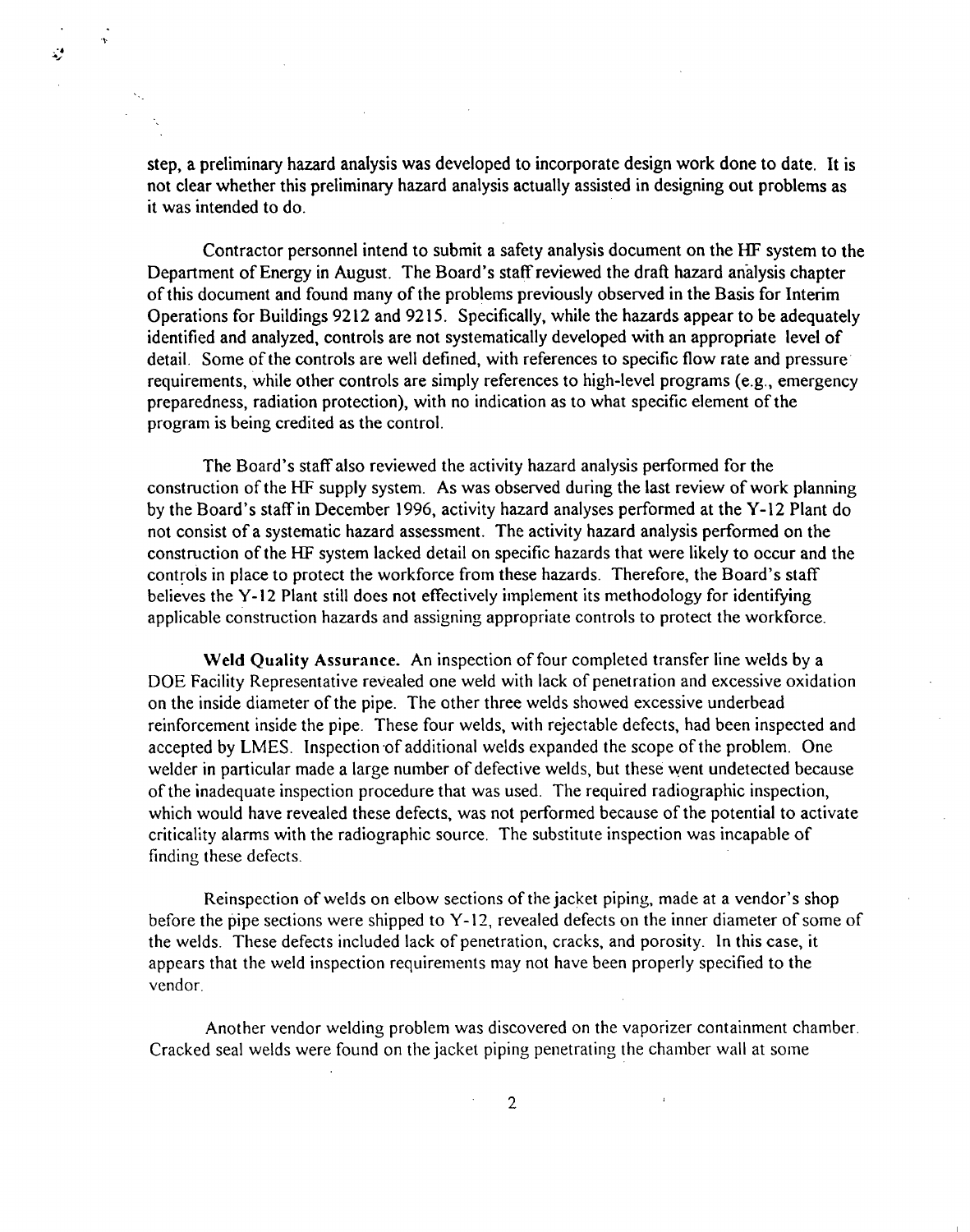step, a preliminary hazard analysis was developed to incorporate design work done to date. It is not clear whether this preliminary hazard analysis actually assisted in designing out problems as it was intended to do.

Contractor personnel intend to submit a safety analysis document on the HF system to the Department of Energy in August. The Board's staff reviewed the draft hazard analysis chapter of this document and found many of the problems previously observed in the Basis for Interim Operations for Buildings 9212 and 9215. Specifically, while the hazards appear to be adequately identified and analyzed, controls are not systematically developed with an appropriate level of detail. Some of the controls are well defined, with references to specific flow rate and pressure requirements, while other controls are simply references to high-level programs (e.g., emergency preparedness, radiation protection), with no indication as to what specific element of the program is being credited as the control.

The Board's staff also reviewed the activity hazard analysis performed for the construction of the HF supply system. As was observed during the last review of work planning by the Board's staff in December 1996, activity hazard analyses performed at the Y-12 Plant do not consist of a systematic hazard assessment. The activity hazard analysis performed on the construction of the HF system lacked detail on specific hazards that were likely to occur and the controls in place to protect the workforce from these hazards. Therefore, the Board's staff believes the Y-12 Plant still does not effectively implement its methodology for identifying applicable construction hazards and assigning appropriate controls to protect the workforce.

**Weld Quality Assurance.** An inspection of four completed transfer line welds by a DOE Facility Representative revealed one weld with lack of penetration and excessive oxidation on the inside diameter of the pipe. The other three welds showed excessive underbead reinforcement inside the pipe. These four welds, with rejectable defects, had been inspected and accepted by LMES. Inspection of additional welds expanded the scope of the problem. One welder in particular made a large number of defective welds, but these went undetected because of the inadequate inspection procedure that was used. The required radiographic inspection, which would have revealed these defects, was not performed because of the potential to activate criticality alarms with the radiographic source. The substitute inspection was incapable of finding these defects.

Reinspection of welds on elbow sections of the jacket piping, made at a vendor's shop before the pipe sections were shipped to Y-12, revealed defects on the inner diameter of some of the welds. These defects included lack of penetration, cracks, and porosity. In this case, it appears that the weld inspection requirements may not have been properly specified to the vendor.

Another vendor welding problem was discovered on the vaporizer containment chamber. Cracked seal welds were found on the jacket piping penetrating the chamber wall at some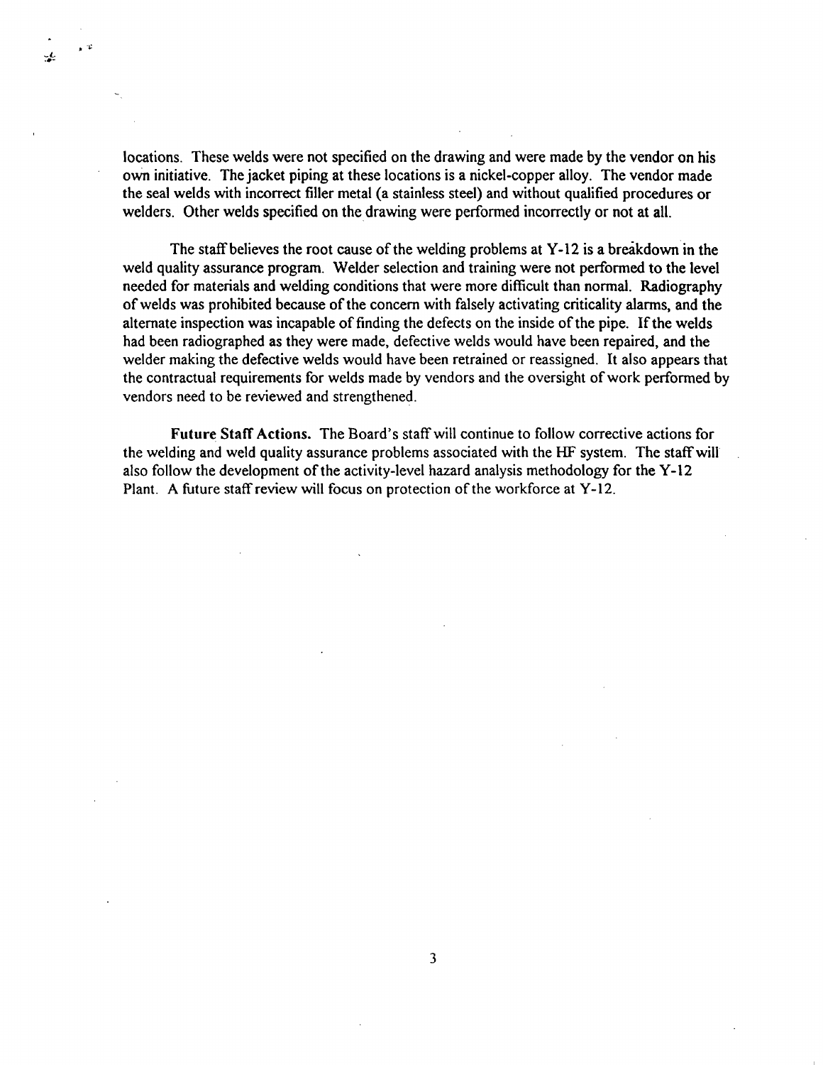locations. These welds were not specified on the drawing and were made by the vendor on his own initiative. The jacket piping at these locations is a nickel-copper alloy. The vendor made the seal welds with incorrect filler metal (a stainless steel) and without qualified procedures or welders. Other welds specified on the drawing were performed incorrectly or not at all.

The staff believes the root cause of the welding problems at Y-12 is a breakdown in the weld quality assurance program. Welder selection and training were not performed to the level needed for materials and welding conditions that were more difficult than normal. Radiography of welds was prohibited because of the concern with falsely activating criticality alarms, and the alternate inspection was incapable of finding the defects on the inside of the pipe. If the welds had been radiographed as they were made, defective welds would have been repaired, and the welder making the defective welds would have been retrained or reassigned. It also appears that the contractual requirements for welds made by vendors and the oversight of work performed by vendors need to be reviewed and strengthened.

**Future Staff Actions.** The Board's staff will continue to follow corrective actions for the welding and weld quality assurance problems associated with the HF system. The staff will also follow the development of the activity-level hazard analysis methodology for the Y-12 Plant. A future staff review will focus on protection of the workforce at Y-12.